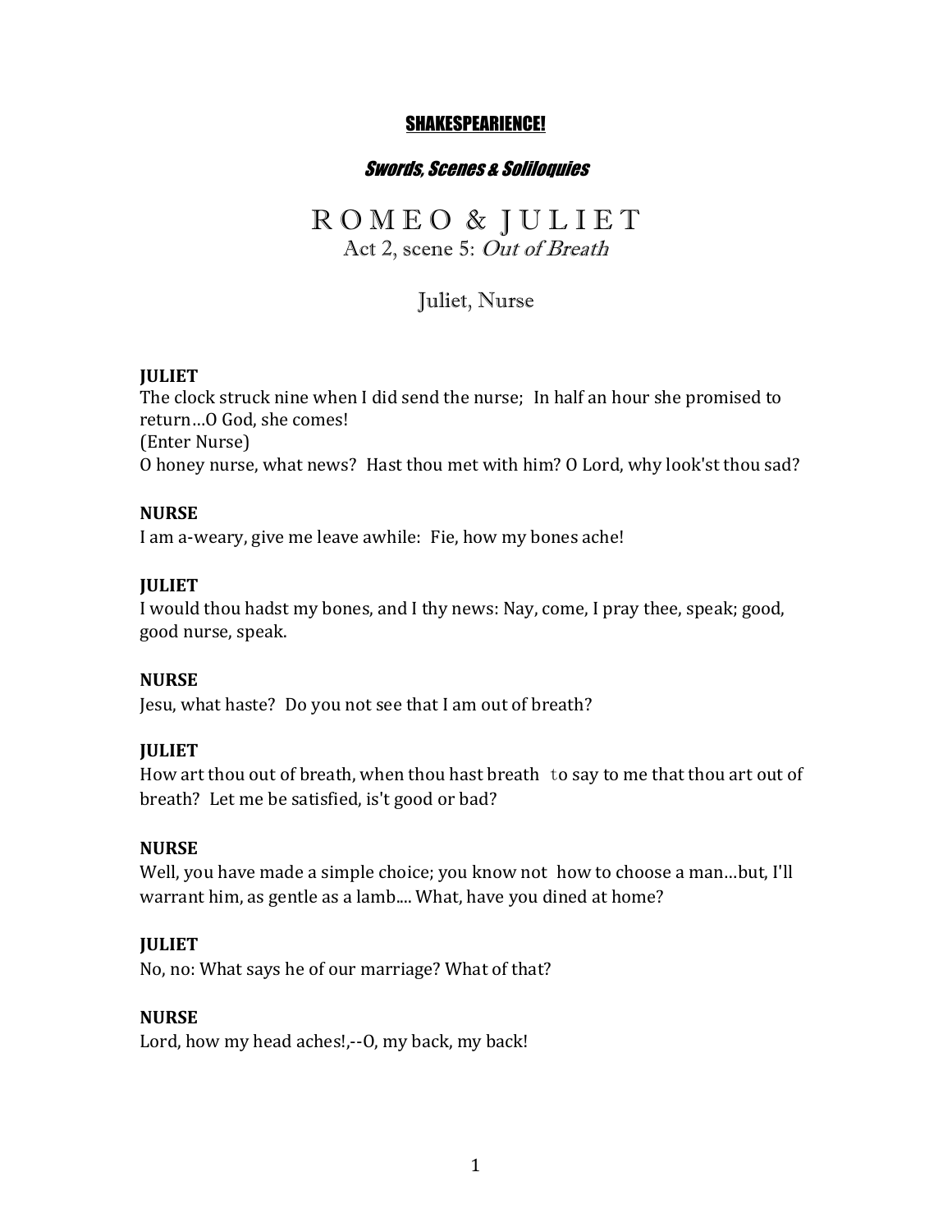**SHAKESPEARIENCE!**

***Swords, Scenes & Soliloquies***

# ROMEO & JULIET

## Act 2, scene 5: *Out of Breath*

### Juliet, Nurse

**JULIET**
The clock struck nine when I did send the nurse; In half an hour she promised to return…O God, she comes!
(Enter Nurse)
O honey nurse, what news? Hast thou met with him? O Lord, why look'st thou sad?

**NURSE**
I am a-weary, give me leave awhile: Fie, how my bones ache!

**JULIET**
I would thou hadst my bones, and I thy news: Nay, come, I pray thee, speak; good, good nurse, speak.

**NURSE**
Jesu, what haste? Do you not see that I am out of breath?

**JULIET**
How art thou out of breath, when thou hast breath to say to me that thou art out of breath? Let me be satisfied, is't good or bad?

**NURSE**
Well, you have made a simple choice; you know not how to choose a man…but, I'll warrant him, as gentle as a lamb.... What, have you dined at home?

**JULIET**
No, no: What says he of our marriage? What of that?

**NURSE**
Lord, how my head aches!,--O, my back, my back!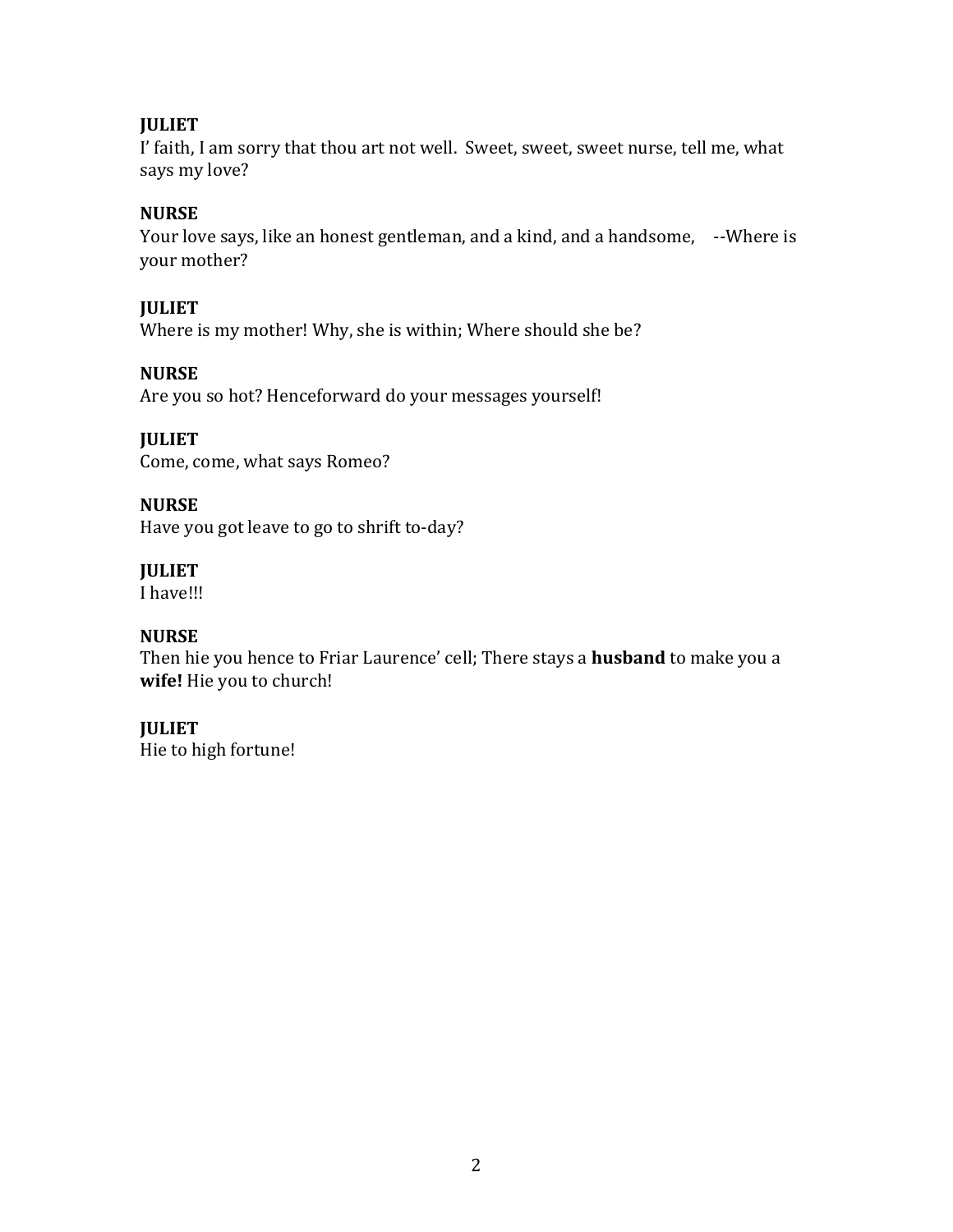**JULIET**
I' faith, I am sorry that thou art not well. Sweet, sweet, sweet nurse, tell me, what says my love?

**NURSE**
Your love says, like an honest gentleman, and a kind, and a handsome, --Where is your mother?

**JULIET**
Where is my mother! Why, she is within; Where should she be?

**NURSE**
Are you so hot? Henceforward do your messages yourself!

**JULIET**
Come, come, what says Romeo?

**NURSE**
Have you got leave to go to shrift to-day?

**JULIET**
I have!!!

**NURSE**
Then hie you hence to Friar Laurence' cell; There stays a **husband** to make you a **wife!** Hie you to church!

**JULIET**
Hie to high fortune!